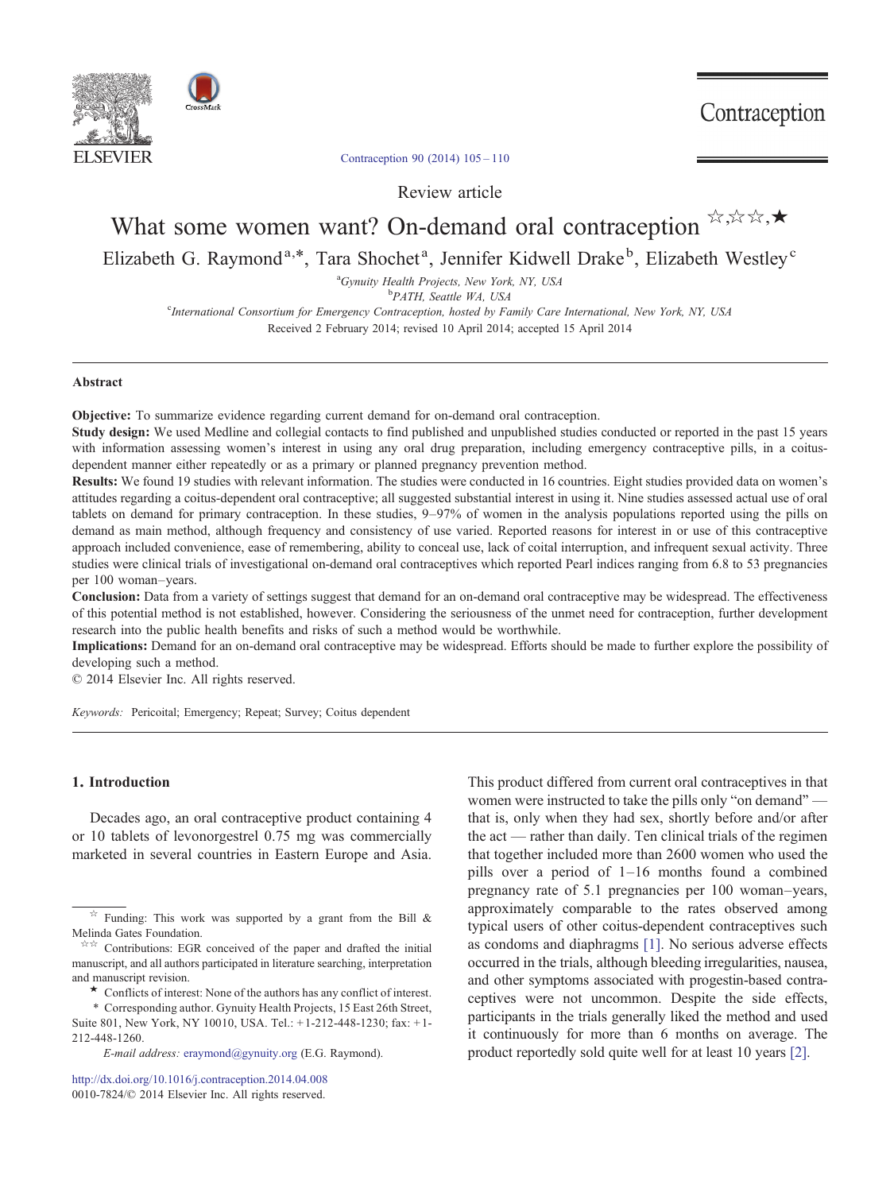Review article

# What some women want? On-demand oral contraception ☆,☆☆,★

Elizabeth G. Raymond[a,*], Tara Shochet[a], Jennifer Kidwell Drake[b], Elizabeth Westley[c]

[a]Gynuity Health Projects, New York, NY, USA

[b]PATH, Seattle WA, USA

[c]International Consortium for Emergency Contraception, hosted by Family Care International, New York, NY, USA

Received 2 February 2014; revised 10 April 2014; accepted 15 April 2014

## Abstract

**Objective:** To summarize evidence regarding current demand for on-demand oral contraception.

**Study design:** We used Medline and collegial contacts to find published and unpublished studies conducted or reported in the past 15 years with information assessing women's interest in using any oral drug preparation, including emergency contraceptive pills, in a coitus-dependent manner either repeatedly or as a primary or planned pregnancy prevention method.

**Results:** We found 19 studies with relevant information. The studies were conducted in 16 countries. Eight studies provided data on women's attitudes regarding a coitus-dependent oral contraceptive; all suggested substantial interest in using it. Nine studies assessed actual use of oral tablets on demand for primary contraception. In these studies, 9–97% of women in the analysis populations reported using the pills on demand as main method, although frequency and consistency of use varied. Reported reasons for interest in or use of this contraceptive approach included convenience, ease of remembering, ability to conceal use, lack of coital interruption, and infrequent sexual activity. Three studies were clinical trials of investigational on-demand oral contraceptives which reported Pearl indices ranging from 6.8 to 53 pregnancies per 100 woman–years.

**Conclusion:** Data from a variety of settings suggest that demand for an on-demand oral contraceptive may be widespread. The effectiveness of this potential method is not established, however. Considering the seriousness of the unmet need for contraception, further development research into the public health benefits and risks of such a method would be worthwhile.

**Implications:** Demand for an on-demand oral contraceptive may be widespread. Efforts should be made to further explore the possibility of developing such a method.

© 2014 Elsevier Inc. All rights reserved.

*Keywords:* Pericoital; Emergency; Repeat; Survey; Coitus dependent

## 1. Introduction

Decades ago, an oral contraceptive product containing 4 or 10 tablets of levonorgestrel 0.75 mg was commercially marketed in several countries in Eastern Europe and Asia. This product differed from current oral contraceptives in that women were instructed to take the pills only "on demand" — that is, only when they had sex, shortly before and/or after the act — rather than daily. Ten clinical trials of the regimen that together included more than 2600 women who used the pills over a period of 1–16 months found a combined pregnancy rate of 5.1 pregnancies per 100 woman–years, approximately comparable to the rates observed among typical users of other coitus-dependent contraceptives such as condoms and diaphragms [1]. No serious adverse effects occurred in the trials, although bleeding irregularities, nausea, and other symptoms associated with progestin-based contraceptives were not uncommon. Despite the side effects, participants in the trials generally liked the method and used it continuously for more than 6 months on average. The product reportedly sold quite well for at least 10 years [2].

☆ Funding: This work was supported by a grant from the Bill & Melinda Gates Foundation.

☆☆ Contributions: EGR conceived of the paper and drafted the initial manuscript, and all authors participated in literature searching, interpretation and manuscript revision.

★ Conflicts of interest: None of the authors has any conflict of interest.

\* Corresponding author. Gynuity Health Projects, 15 East 26th Street, Suite 801, New York, NY 10010, USA. Tel.: +1-212-448-1230; fax: +1-212-448-1260.

*E-mail address:* eraymond@gynuity.org (E.G. Raymond).

http://dx.doi.org/10.1016/j.contraception.2014.04.008

0010-7824/© 2014 Elsevier Inc. All rights reserved.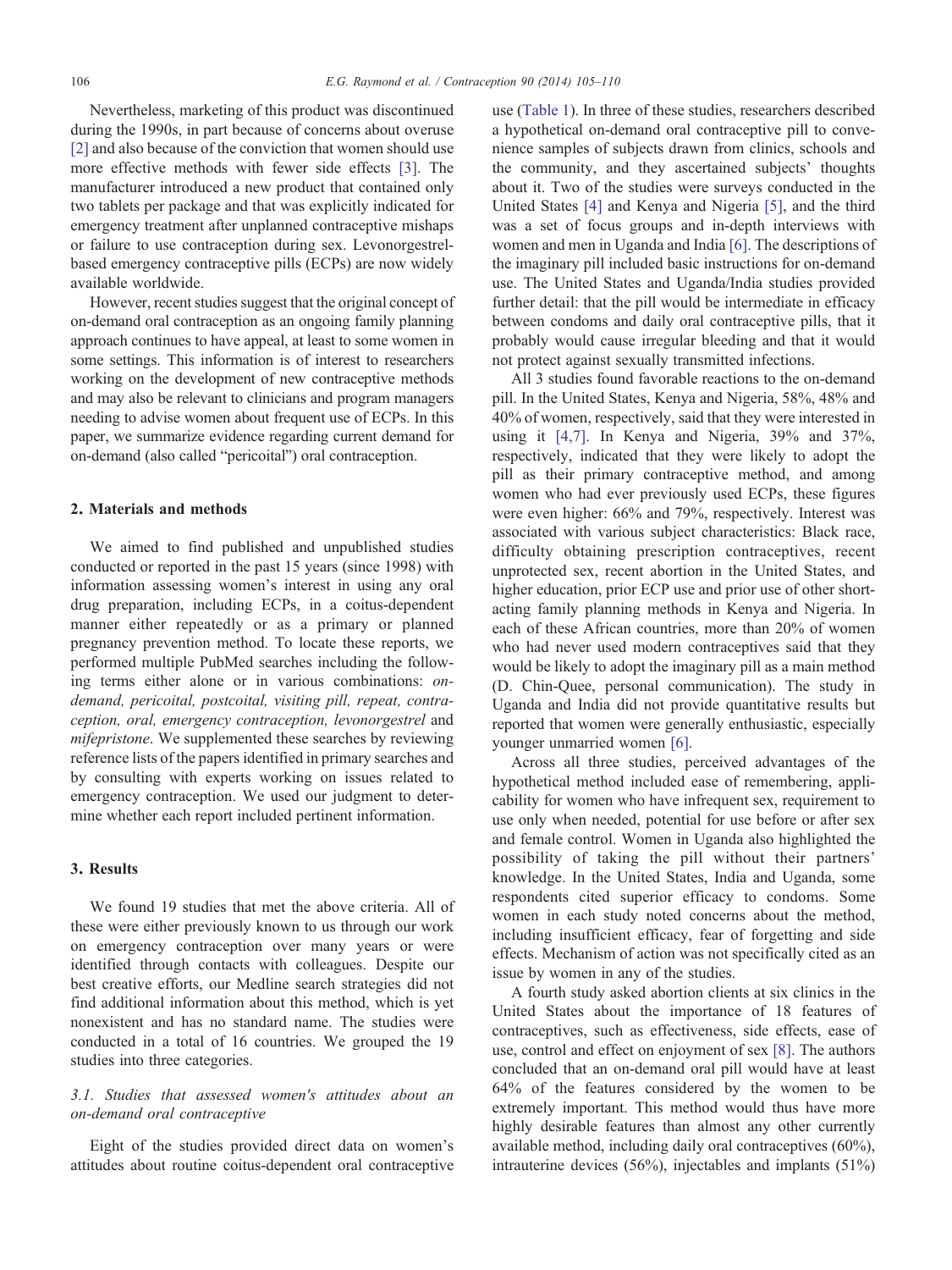Nevertheless, marketing of this product was discontinued during the 1990s, in part because of concerns about overuse [2] and also because of the conviction that women should use more effective methods with fewer side effects [3]. The manufacturer introduced a new product that contained only two tablets per package and that was explicitly indicated for emergency treatment after unplanned contraceptive mishaps or failure to use contraception during sex. Levonorgestrel-based emergency contraceptive pills (ECPs) are now widely available worldwide.

However, recent studies suggest that the original concept of on-demand oral contraception as an ongoing family planning approach continues to have appeal, at least to some women in some settings. This information is of interest to researchers working on the development of new contraceptive methods and may also be relevant to clinicians and program managers needing to advise women about frequent use of ECPs. In this paper, we summarize evidence regarding current demand for on-demand (also called "pericoital") oral contraception.

## 2. Materials and methods

We aimed to find published and unpublished studies conducted or reported in the past 15 years (since 1998) with information assessing women's interest in using any oral drug preparation, including ECPs, in a coitus-dependent manner either repeatedly or as a primary or planned pregnancy prevention method. To locate these reports, we performed multiple PubMed searches including the following terms either alone or in various combinations: *on-demand, pericoital, postcoital, visiting pill, repeat, contraception, oral, emergency contraception, levonorgestrel* and *mifepristone*. We supplemented these searches by reviewing reference lists of the papers identified in primary searches and by consulting with experts working on issues related to emergency contraception. We used our judgment to determine whether each report included pertinent information.

## 3. Results

We found 19 studies that met the above criteria. All of these were either previously known to us through our work on emergency contraception over many years or were identified through contacts with colleagues. Despite our best creative efforts, our Medline search strategies did not find additional information about this method, which is yet nonexistent and has no standard name. The studies were conducted in a total of 16 countries. We grouped the 19 studies into three categories.

### 3.1. Studies that assessed women's attitudes about an on-demand oral contraceptive

Eight of the studies provided direct data on women's attitudes about routine coitus-dependent oral contraceptive use (Table 1). In three of these studies, researchers described a hypothetical on-demand oral contraceptive pill to convenience samples of subjects drawn from clinics, schools and the community, and they ascertained subjects' thoughts about it. Two of the studies were surveys conducted in the United States [4] and Kenya and Nigeria [5], and the third was a set of focus groups and in-depth interviews with women and men in Uganda and India [6]. The descriptions of the imaginary pill included basic instructions for on-demand use. The United States and Uganda/India studies provided further detail: that the pill would be intermediate in efficacy between condoms and daily oral contraceptive pills, that it probably would cause irregular bleeding and that it would not protect against sexually transmitted infections.

All 3 studies found favorable reactions to the on-demand pill. In the United States, Kenya and Nigeria, 58%, 48% and 40% of women, respectively, said that they were interested in using it [4,7]. In Kenya and Nigeria, 39% and 37%, respectively, indicated that they were likely to adopt the pill as their primary contraceptive method, and among women who had ever previously used ECPs, these figures were even higher: 66% and 79%, respectively. Interest was associated with various subject characteristics: Black race, difficulty obtaining prescription contraceptives, recent unprotected sex, recent abortion in the United States, and higher education, prior ECP use and prior use of other short-acting family planning methods in Kenya and Nigeria. In each of these African countries, more than 20% of women who had never used modern contraceptives said that they would be likely to adopt the imaginary pill as a main method (D. Chin-Quee, personal communication). The study in Uganda and India did not provide quantitative results but reported that women were generally enthusiastic, especially younger unmarried women [6].

Across all three studies, perceived advantages of the hypothetical method included ease of remembering, applicability for women who have infrequent sex, requirement to use only when needed, potential for use before or after sex and female control. Women in Uganda also highlighted the possibility of taking the pill without their partners' knowledge. In the United States, India and Uganda, some respondents cited superior efficacy to condoms. Some women in each study noted concerns about the method, including insufficient efficacy, fear of forgetting and side effects. Mechanism of action was not specifically cited as an issue by women in any of the studies.

A fourth study asked abortion clients at six clinics in the United States about the importance of 18 features of contraceptives, such as effectiveness, side effects, ease of use, control and effect on enjoyment of sex [8]. The authors concluded that an on-demand oral pill would have at least 64% of the features considered by the women to be extremely important. This method would thus have more highly desirable features than almost any other currently available method, including daily oral contraceptives (60%), intrauterine devices (56%), injectables and implants (51%)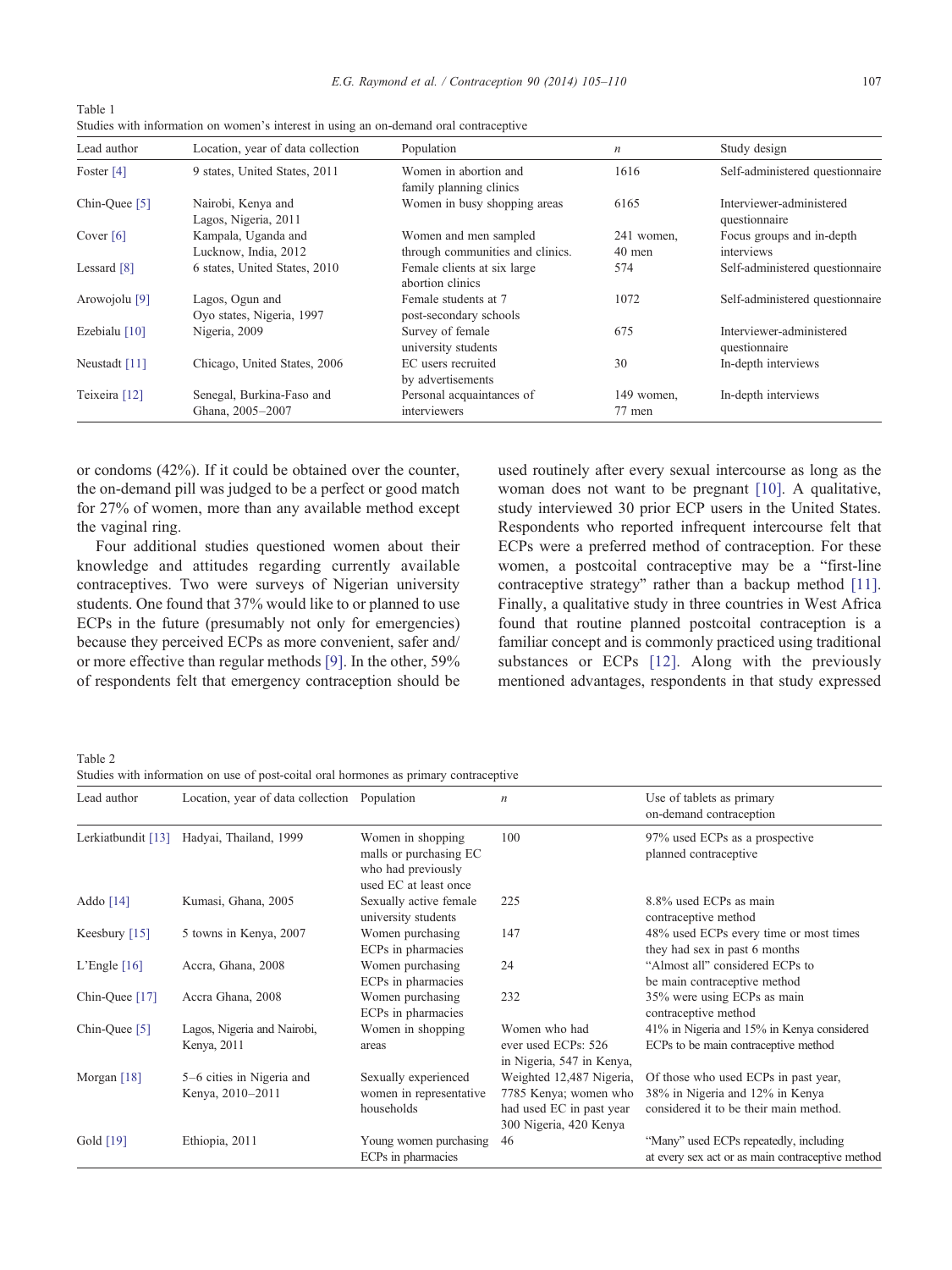Table 1
Studies with information on women's interest in using an on-demand oral contraceptive

| Lead author | Location, year of data collection | Population | *n* | Study design |
|---|---|---|---|---|
| Foster [4] | 9 states, United States, 2011 | Women in abortion and family planning clinics | 1616 | Self-administered questionnaire |
| Chin-Quee [5] | Nairobi, Kenya and Lagos, Nigeria, 2011 | Women in busy shopping areas | 6165 | Interviewer-administered questionnaire |
| Cover [6] | Kampala, Uganda and Lucknow, India, 2012 | Women and men sampled through communities and clinics. | 241 women, 40 men | Focus groups and in-depth interviews |
| Lessard [8] | 6 states, United States, 2010 | Female clients at six large abortion clinics | 574 | Self-administered questionnaire |
| Arowojolu [9] | Lagos, Ogun and Oyo states, Nigeria, 1997 | Female students at 7 post-secondary schools | 1072 | Self-administered questionnaire |
| Ezebialu [10] | Nigeria, 2009 | Survey of female university students | 675 | Interviewer-administered questionnaire |
| Neustadt [11] | Chicago, United States, 2006 | EC users recruited by advertisements | 30 | In-depth interviews |
| Teixeira [12] | Senegal, Burkina-Faso and Ghana, 2005–2007 | Personal acquaintances of interviewers | 149 women, 77 men | In-depth interviews |

or condoms (42%). If it could be obtained over the counter, the on-demand pill was judged to be a perfect or good match for 27% of women, more than any available method except the vaginal ring.

Four additional studies questioned women about their knowledge and attitudes regarding currently available contraceptives. Two were surveys of Nigerian university students. One found that 37% would like to or planned to use ECPs in the future (presumably not only for emergencies) because they perceived ECPs as more convenient, safer and/or more effective than regular methods [9]. In the other, 59% of respondents felt that emergency contraception should be used routinely after every sexual intercourse as long as the woman does not want to be pregnant [10]. A qualitative, study interviewed 30 prior ECP users in the United States. Respondents who reported infrequent intercourse felt that ECPs were a preferred method of contraception. For these women, a postcoital contraceptive may be a "first-line contraceptive strategy" rather than a backup method [11]. Finally, a qualitative study in three countries in West Africa found that routine planned postcoital contraception is a familiar concept and is commonly practiced using traditional substances or ECPs [12]. Along with the previously mentioned advantages, respondents in that study expressed

Table 2
Studies with information on use of post-coital oral hormones as primary contraceptive

| Lead author | Location, year of data collection | Population | *n* | Use of tablets as primary on-demand contraception |
|---|---|---|---|---|
| Lerkiatbundit [13] | Hadyai, Thailand, 1999 | Women in shopping malls or purchasing EC who had previously used EC at least once | 100 | 97% used ECPs as a prospective planned contraceptive |
| Addo [14] | Kumasi, Ghana, 2005 | Sexually active female university students | 225 | 8.8% used ECPs as main contraceptive method |
| Keesbury [15] | 5 towns in Kenya, 2007 | Women purchasing ECPs in pharmacies | 147 | 48% used ECPs every time or most times they had sex in past 6 months |
| L'Engle [16] | Accra, Ghana, 2008 | Women purchasing ECPs in pharmacies | 24 | "Almost all" considered ECPs to be main contraceptive method |
| Chin-Quee [17] | Accra Ghana, 2008 | Women purchasing ECPs in pharmacies | 232 | 35% were using ECPs as main contraceptive method |
| Chin-Quee [5] | Lagos, Nigeria and Nairobi, Kenya, 2011 | Women in shopping areas | Women who had ever used ECPs: 526 in Nigeria, 547 in Kenya, | 41% in Nigeria and 15% in Kenya considered ECPs to be main contraceptive method |
| Morgan [18] | 5–6 cities in Nigeria and Kenya, 2010–2011 | Sexually experienced women in representative households | Weighted 12,487 Nigeria, 7785 Kenya; women who had used EC in past year 300 Nigeria, 420 Kenya | Of those who used ECPs in past year, 38% in Nigeria and 12% in Kenya considered it to be their main method. |
| Gold [19] | Ethiopia, 2011 | Young women purchasing ECPs in pharmacies | 46 | "Many" used ECPs repeatedly, including at every sex act or as main contraceptive method |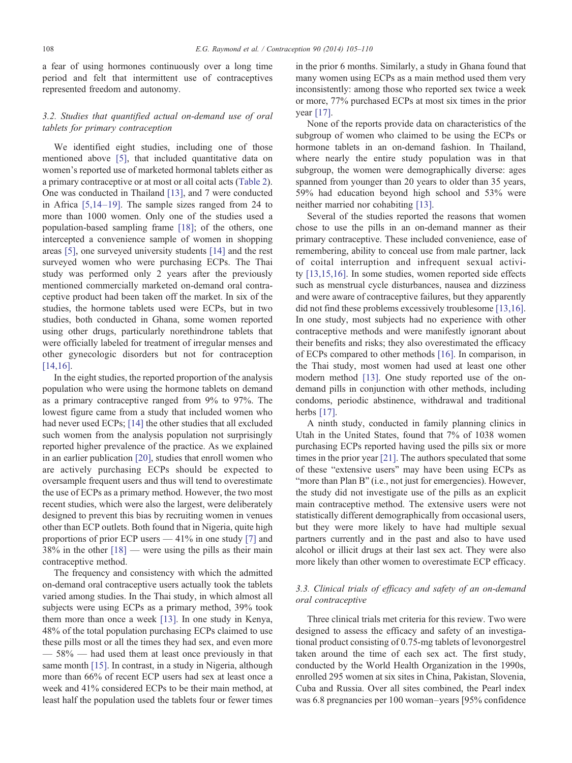a fear of using hormones continuously over a long time period and felt that intermittent use of contraceptives represented freedom and autonomy.

### 3.2. Studies that quantified actual on-demand use of oral tablets for primary contraception

We identified eight studies, including one of those mentioned above [5], that included quantitative data on women's reported use of marketed hormonal tablets either as a primary contraceptive or at most or all coital acts (Table 2). One was conducted in Thailand [13], and 7 were conducted in Africa [5,14–19]. The sample sizes ranged from 24 to more than 1000 women. Only one of the studies used a population-based sampling frame [18]; of the others, one intercepted a convenience sample of women in shopping areas [5], one surveyed university students [14] and the rest surveyed women who were purchasing ECPs. The Thai study was performed only 2 years after the previously mentioned commercially marketed on-demand oral contraceptive product had been taken off the market. In six of the studies, the hormone tablets used were ECPs, but in two studies, both conducted in Ghana, some women reported using other drugs, particularly norethindrone tablets that were officially labeled for treatment of irregular menses and other gynecologic disorders but not for contraception [14,16].

In the eight studies, the reported proportion of the analysis population who were using the hormone tablets on demand as a primary contraceptive ranged from 9% to 97%. The lowest figure came from a study that included women who had never used ECPs; [14] the other studies that all excluded such women from the analysis population not surprisingly reported higher prevalence of the practice. As we explained in an earlier publication [20], studies that enroll women who are actively purchasing ECPs should be expected to oversample frequent users and thus will tend to overestimate the use of ECPs as a primary method. However, the two most recent studies, which were also the largest, were deliberately designed to prevent this bias by recruiting women in venues other than ECP outlets. Both found that in Nigeria, quite high proportions of prior ECP users — 41% in one study [7] and 38% in the other [18] — were using the pills as their main contraceptive method.

The frequency and consistency with which the admitted on-demand oral contraceptive users actually took the tablets varied among studies. In the Thai study, in which almost all subjects were using ECPs as a primary method, 39% took them more than once a week [13]. In one study in Kenya, 48% of the total population purchasing ECPs claimed to use these pills most or all the times they had sex, and even more — 58% — had used them at least once previously in that same month [15]. In contrast, in a study in Nigeria, although more than 66% of recent ECP users had sex at least once a week and 41% considered ECPs to be their main method, at least half the population used the tablets four or fewer times in the prior 6 months. Similarly, a study in Ghana found that many women using ECPs as a main method used them very inconsistently: among those who reported sex twice a week or more, 77% purchased ECPs at most six times in the prior year [17].

None of the reports provide data on characteristics of the subgroup of women who claimed to be using the ECPs or hormone tablets in an on-demand fashion. In Thailand, where nearly the entire study population was in that subgroup, the women were demographically diverse: ages spanned from younger than 20 years to older than 35 years, 59% had education beyond high school and 53% were neither married nor cohabiting [13].

Several of the studies reported the reasons that women chose to use the pills in an on-demand manner as their primary contraceptive. These included convenience, ease of remembering, ability to conceal use from male partner, lack of coital interruption and infrequent sexual activity [13,15,16]. In some studies, women reported side effects such as menstrual cycle disturbances, nausea and dizziness and were aware of contraceptive failures, but they apparently did not find these problems excessively troublesome [13,16]. In one study, most subjects had no experience with other contraceptive methods and were manifestly ignorant about their benefits and risks; they also overestimated the efficacy of ECPs compared to other methods [16]. In comparison, in the Thai study, most women had used at least one other modern method [13]. One study reported use of the on-demand pills in conjunction with other methods, including condoms, periodic abstinence, withdrawal and traditional herbs [17].

A ninth study, conducted in family planning clinics in Utah in the United States, found that 7% of 1038 women purchasing ECPs reported having used the pills six or more times in the prior year [21]. The authors speculated that some of these "extensive users" may have been using ECPs as "more than Plan B" (i.e., not just for emergencies). However, the study did not investigate use of the pills as an explicit main contraceptive method. The extensive users were not statistically different demographically from occasional users, but they were more likely to have had multiple sexual partners currently and in the past and also to have used alcohol or illicit drugs at their last sex act. They were also more likely than other women to overestimate ECP efficacy.

### 3.3. Clinical trials of efficacy and safety of an on-demand oral contraceptive

Three clinical trials met criteria for this review. Two were designed to assess the efficacy and safety of an investigational product consisting of 0.75-mg tablets of levonorgestrel taken around the time of each sex act. The first study, conducted by the World Health Organization in the 1990s, enrolled 295 women at six sites in China, Pakistan, Slovenia, Cuba and Russia. Over all sites combined, the Pearl index was 6.8 pregnancies per 100 woman–years [95% confidence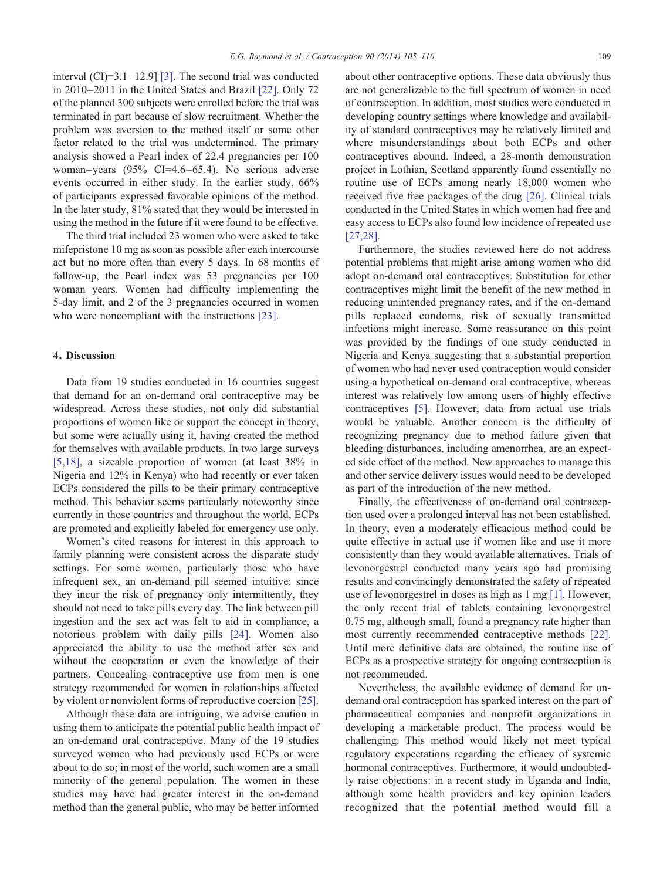interval (CI)=3.1–12.9] [3]. The second trial was conducted in 2010–2011 in the United States and Brazil [22]. Only 72 of the planned 300 subjects were enrolled before the trial was terminated in part because of slow recruitment. Whether the problem was aversion to the method itself or some other factor related to the trial was undetermined. The primary analysis showed a Pearl index of 22.4 pregnancies per 100 woman–years (95% CI=4.6–65.4). No serious adverse events occurred in either study. In the earlier study, 66% of participants expressed favorable opinions of the method. In the later study, 81% stated that they would be interested in using the method in the future if it were found to be effective.

The third trial included 23 women who were asked to take mifepristone 10 mg as soon as possible after each intercourse act but no more often than every 5 days. In 68 months of follow-up, the Pearl index was 53 pregnancies per 100 woman–years. Women had difficulty implementing the 5-day limit, and 2 of the 3 pregnancies occurred in women who were noncompliant with the instructions [23].

## 4. Discussion

Data from 19 studies conducted in 16 countries suggest that demand for an on-demand oral contraceptive may be widespread. Across these studies, not only did substantial proportions of women like or support the concept in theory, but some were actually using it, having created the method for themselves with available products. In two large surveys [5,18], a sizeable proportion of women (at least 38% in Nigeria and 12% in Kenya) who had recently or ever taken ECPs considered the pills to be their primary contraceptive method. This behavior seems particularly noteworthy since currently in those countries and throughout the world, ECPs are promoted and explicitly labeled for emergency use only.

Women's cited reasons for interest in this approach to family planning were consistent across the disparate study settings. For some women, particularly those who have infrequent sex, an on-demand pill seemed intuitive: since they incur the risk of pregnancy only intermittently, they should not need to take pills every day. The link between pill ingestion and the sex act was felt to aid in compliance, a notorious problem with daily pills [24]. Women also appreciated the ability to use the method after sex and without the cooperation or even the knowledge of their partners. Concealing contraceptive use from men is one strategy recommended for women in relationships affected by violent or nonviolent forms of reproductive coercion [25].

Although these data are intriguing, we advise caution in using them to anticipate the potential public health impact of an on-demand oral contraceptive. Many of the 19 studies surveyed women who had previously used ECPs or were about to do so; in most of the world, such women are a small minority of the general population. The women in these studies may have had greater interest in the on-demand method than the general public, who may be better informed about other contraceptive options. These data obviously thus are not generalizable to the full spectrum of women in need of contraception. In addition, most studies were conducted in developing country settings where knowledge and availability of standard contraceptives may be relatively limited and where misunderstandings about both ECPs and other contraceptives abound. Indeed, a 28-month demonstration project in Lothian, Scotland apparently found essentially no routine use of ECPs among nearly 18,000 women who received five free packages of the drug [26]. Clinical trials conducted in the United States in which women had free and easy access to ECPs also found low incidence of repeated use [27,28].

Furthermore, the studies reviewed here do not address potential problems that might arise among women who did adopt on-demand oral contraceptives. Substitution for other contraceptives might limit the benefit of the new method in reducing unintended pregnancy rates, and if the on-demand pills replaced condoms, risk of sexually transmitted infections might increase. Some reassurance on this point was provided by the findings of one study conducted in Nigeria and Kenya suggesting that a substantial proportion of women who had never used contraception would consider using a hypothetical on-demand oral contraceptive, whereas interest was relatively low among users of highly effective contraceptives [5]. However, data from actual use trials would be valuable. Another concern is the difficulty of recognizing pregnancy due to method failure given that bleeding disturbances, including amenorrhea, are an expected side effect of the method. New approaches to manage this and other service delivery issues would need to be developed as part of the introduction of the new method.

Finally, the effectiveness of on-demand oral contraception used over a prolonged interval has not been established. In theory, even a moderately efficacious method could be quite effective in actual use if women like and use it more consistently than they would available alternatives. Trials of levonorgestrel conducted many years ago had promising results and convincingly demonstrated the safety of repeated use of levonorgestrel in doses as high as 1 mg [1]. However, the only recent trial of tablets containing levonorgestrel 0.75 mg, although small, found a pregnancy rate higher than most currently recommended contraceptive methods [22]. Until more definitive data are obtained, the routine use of ECPs as a prospective strategy for ongoing contraception is not recommended.

Nevertheless, the available evidence of demand for on-demand oral contraception has sparked interest on the part of pharmaceutical companies and nonprofit organizations in developing a marketable product. The process would be challenging. This method would likely not meet typical regulatory expectations regarding the efficacy of systemic hormonal contraceptives. Furthermore, it would undoubtedly raise objections: in a recent study in Uganda and India, although some health providers and key opinion leaders recognized that the potential method would fill a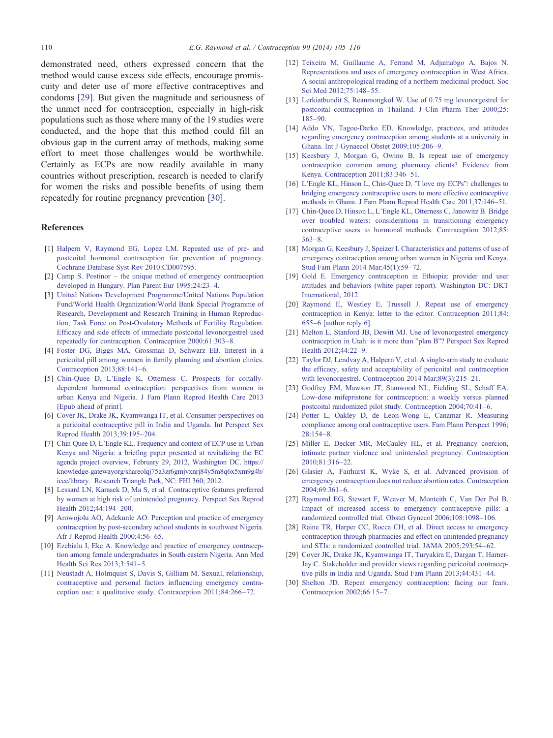demonstrated need, others expressed concern that the method would cause excess side effects, encourage promiscuity and deter use of more effective contraceptives and condoms [29]. But given the magnitude and seriousness of the unmet need for contraception, especially in high-risk populations such as those where many of the 19 studies were conducted, and the hope that this method could fill an obvious gap in the current array of methods, making some effort to meet those challenges would be worthwhile. Certainly as ECPs are now readily available in many countries without prescription, research is needed to clarify for women the risks and possible benefits of using them repeatedly for routine pregnancy prevention [30].

## References

[1] Halpern V, Raymond EG, Lopez LM. Repeated use of pre- and postcoital hormonal contraception for prevention of pregnancy. Cochrane Database Syst Rev 2010:CD007595.

[2] Camp S. Postinor – the unique method of emergency contraception developed in Hungary. Plan Parent Eur 1995;24:23–4.

[3] United Nations Development Programme/United Nations Population Fund/World Health Organization/World Bank Special Programme of Research, Development and Research Training in Human Reproduction, Task Force on Post-Ovulatory Methods of Fertility Regulation. Efficacy and side effects of immediate postcoital levonorgestrel used repeatedly for contraception. Contraception 2000;61:303–8.

[4] Foster DG, Biggs MA, Grossman D, Schwarz EB. Interest in a pericoital pill among women in family planning and abortion clinics. Contraception 2013;88:141–6.

[5] Chin-Quee D, L'Engle K, Otterness C. Prospects for coitally-dependent hormonal contraception: perspectives from women in urban Kenya and Nigeria. J Fam Plann Reprod Health Care 2013 [Epub ahead of print].

[6] Cover JK, Drake JK, Kyamwanga IT, et al. Consumer perspectives on a pericoital contraceptive pill in India and Uganda. Int Perspect Sex Reprod Health 2013;39:195–204.

[7] Chin Quee D, L'Engle KL. Frequency and context of ECP use in Urban Kenya and Nigeria: a briefing paper presented at revitalizing the EC agenda project overview, February 29, 2012, Washington DC. https://knowledge-gatewayorg/shareolqj75a3zr6gmjvxnrj84y5m8q6x5xm9g4b/icec/library. Research Triangle Park, NC: FHI 360; 2012.

[8] Lessard LN, Karasek D, Ma S, et al. Contraceptive features preferred by women at high risk of unintended pregnancy. Perspect Sex Reprod Health 2012;44:194–200.

[9] Arowojolu AO, Adekunle AO. Perception and practice of emergency contraception by post-secondary school students in southwest Nigeria. Afr J Reprod Health 2000;4:56–65.

[10] Ezebialu I, Eke A. Knowledge and practice of emergency contraception among female undergraduates in South eastern Nigeria. Ann Med Health Sci Res 2013;3:541–5.

[11] Neustadt A, Holmquist S, Davis S, Gilliam M. Sexual, relationship, contraceptive and personal factors influencing emergency contraception use: a qualitative study. Contraception 2011;84:266–72.

[12] Teixeira M, Guillaume A, Ferrand M, Adjamabgo A, Bajos N. Representations and uses of emergency contraception in West Africa. A social anthropological reading of a northern medicinal product. Soc Sci Med 2012;75:148–55.

[13] Lerkiatbundit S, Reanmongkol W. Use of 0.75 mg levonorgestrel for postcoital contraception in Thailand. J Clin Pharm Ther 2000;25: 185–90.

[14] Addo VN, Tagoe-Darko ED. Knowledge, practices, and attitudes regarding emergency contraception among students at a university in Ghana. Int J Gynaecol Obstet 2009;105:206–9.

[15] Keesbury J, Morgan G, Owino B. Is repeat use of emergency contraception common among pharmacy clients? Evidence from Kenya. Contraception 2011;83:346–51.

[16] L'Engle KL, Hinson L, Chin-Quee D. "I love my ECPs": challenges to bridging emergency contraceptive users to more effective contraceptive methods in Ghana. J Fam Plann Reprod Health Care 2011;37:146–51.

[17] Chin-Quee D, Hinson L, L'Engle KL, Otterness C, Janowitz B. Bridge over troubled waters: considerations in transitioning emergency contraceptive users to hormonal methods. Contraception 2012;85: 363–8.

[18] Morgan G, Keesbury J, Speizer I. Characteristics and patterns of use of emergency contraception among urban women in Nigeria and Kenya. Stud Fam Plann 2014 Mar;45(1):59–72.

[19] Gold E. Emergency contraception in Ethiopia: provider and user attitudes and behaviors (white paper report). Washington DC: DKT International; 2012.

[20] Raymond E, Westley E, Trussell J. Repeat use of emergency contraception in Kenya: letter to the editor. Contraception 2011;84: 655–6 [author reply 6].

[21] Melton L, Stanford JB, Dewitt MJ. Use of levonorgestrel emergency contraception in Utah: is it more than "plan B"? Perspect Sex Reprod Health 2012;44:22–9.

[22] Taylor DJ, Lendvay A, Halpern V, et al. A single-arm study to evaluate the efficacy, safety and acceptability of pericoital oral contraception with levonorgestrel. Contraception 2014 Mar;89(3):215–21.

[23] Godfrey EM, Mawson JT, Stanwood NL, Fielding SL, Schaff EA. Low-dose mifepristone for contraception: a weekly versus planned postcoital randomized pilot study. Contraception 2004;70:41–6.

[24] Potter L, Oakley D, de Leon-Wong E, Canamar R. Measuring compliance among oral contraceptive users. Fam Plann Perspect 1996; 28:154–8.

[25] Miller E, Decker MR, McCauley HL, et al. Pregnancy coercion, intimate partner violence and unintended pregnancy. Contraception 2010;81:316–22.

[26] Glasier A, Fairhurst K, Wyke S, et al. Advanced provision of emergency contraception does not reduce abortion rates. Contraception 2004;69:361–6.

[27] Raymond EG, Stewart F, Weaver M, Monteith C, Van Der Pol B. Impact of increased access to emergency contraceptive pills: a randomized controlled trial. Obstet Gynecol 2006;108:1098–106.

[28] Raine TR, Harper CC, Rocca CH, et al. Direct access to emergency contraception through pharmacies and effect on unintended pregnancy and STIs: a randomized controlled trial. JAMA 2005;293:54–62.

[29] Cover JK, Drake JK, Kyamwanga IT, Turyakira E, Dargan T, Harner-Jay C. Stakeholder and provider views regarding pericoital contraceptive pills in India and Uganda. Stud Fam Plann 2013;44:431–44.

[30] Shelton JD. Repeat emergency contraception: facing our fears. Contraception 2002;66:15–7.